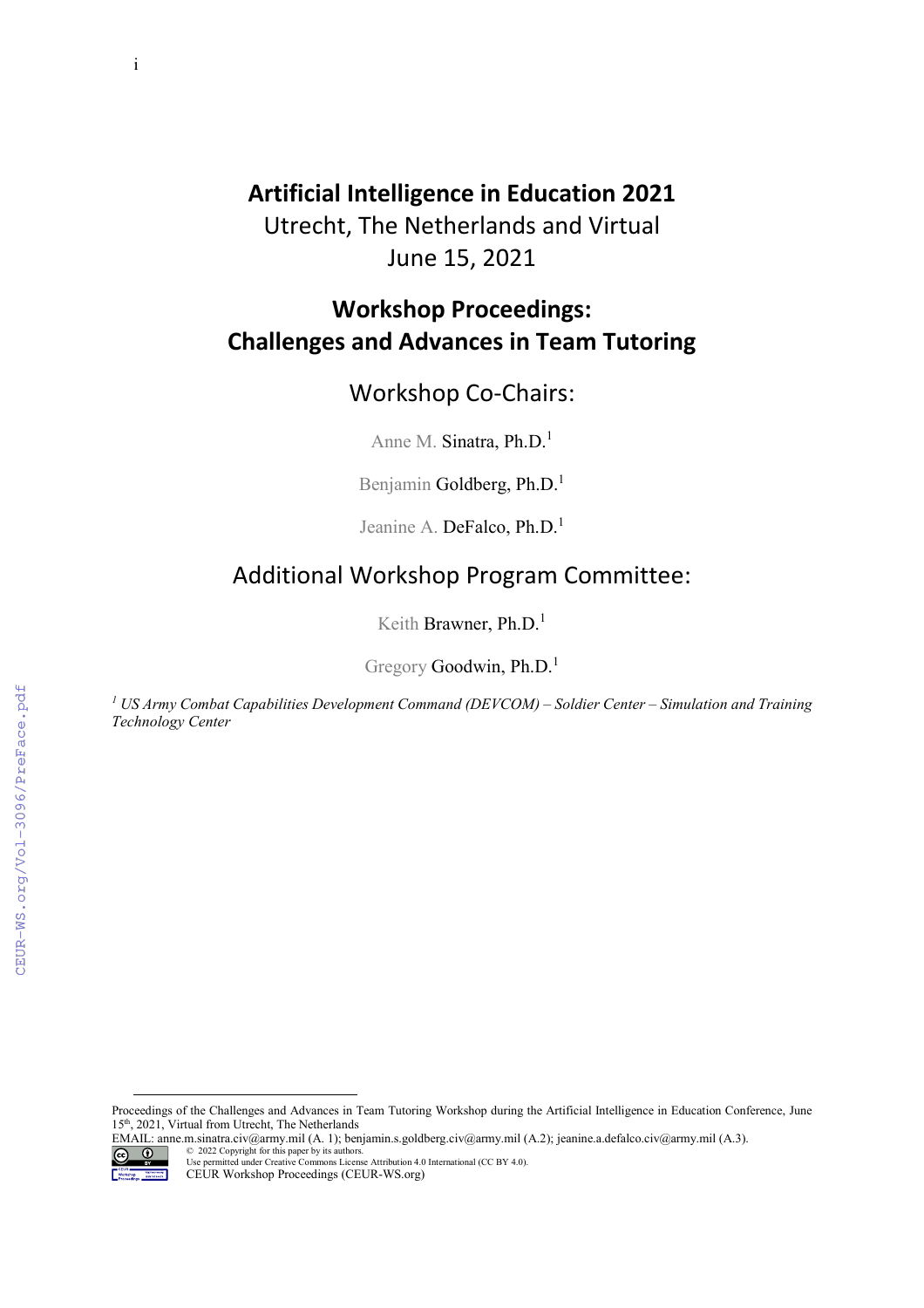# Artificial Intelligence in Education 2021

Utrecht, The Netherlands and Virtual

June 15, 2021

## Workshop Proceedings: Challenges and Advances in Team Tutoring

### Workshop Co-Chairs:

Anne M. Sinatra, Ph.D.[1]

Benjamin Goldberg, Ph.D.[1]

Jeanine A. DeFalco, Ph.D.[1]

### Additional Workshop Program Committee:

Keith Brawner, Ph.D.[1]

Gregory Goodwin, Ph.D.[1]

*[1] US Army Combat Capabilities Development Command (DEVCOM) – Soldier Center – Simulation and Training Technology Center*

---

Proceedings of the Challenges and Advances in Team Tutoring Workshop during the Artificial Intelligence in Education Conference, June 15th, 2021, Virtual from Utrecht, The Netherlands

EMAIL: anne.m.sinatra.civ@army.mil (A. 1); benjamin.s.goldberg.civ@army.mil (A.2); jeanine.a.defalco.civ@army.mil (A.3).

© 2022 Copyright for this paper by its authors.
Use permitted under Creative Commons License Attribution 4.0 International (CC BY 4.0).
CEUR Workshop Proceedings (CEUR-WS.org)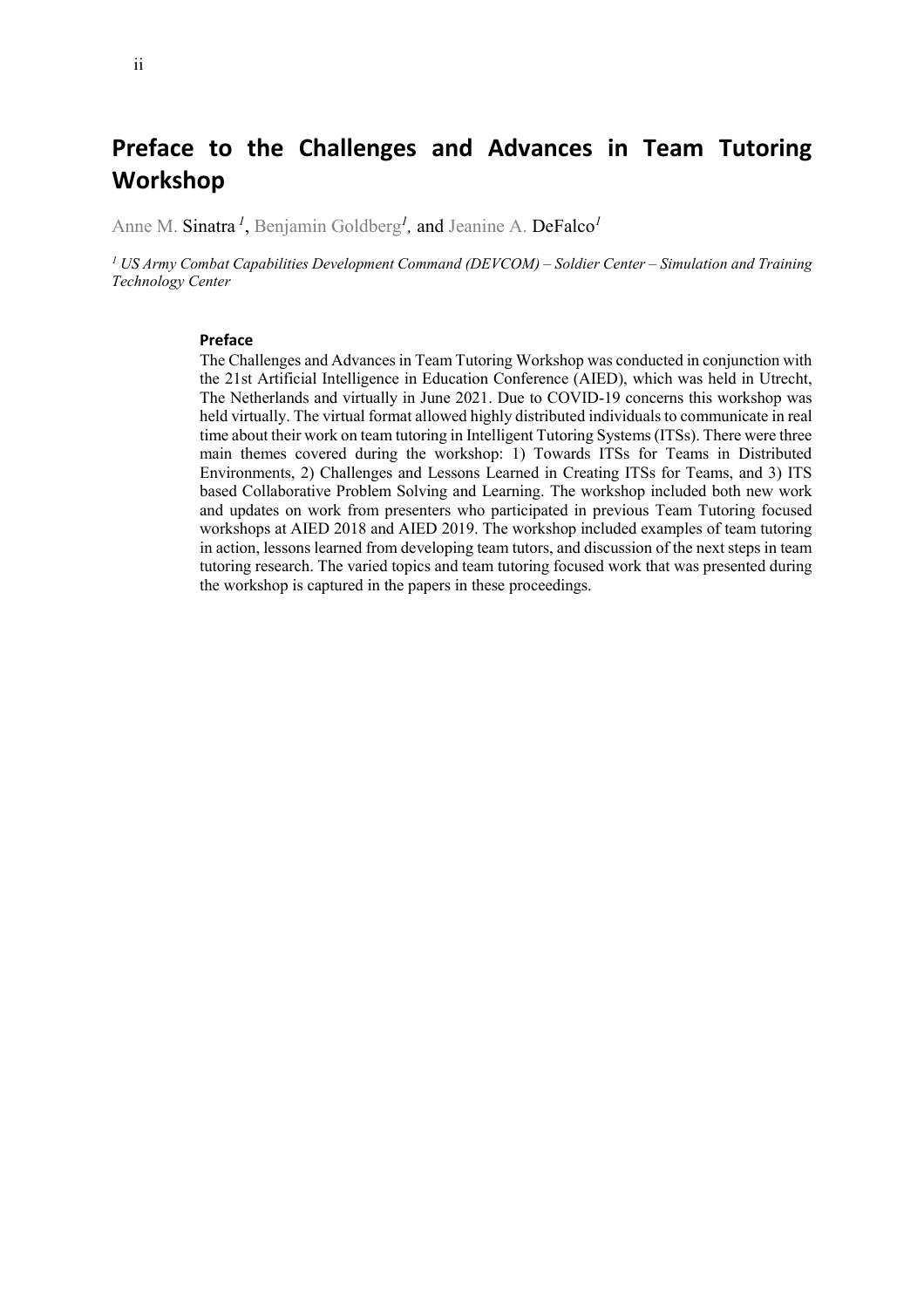# Preface to the Challenges and Advances in Team Tutoring Workshop

Anne M. Sinatra [1], Benjamin Goldberg[1], and Jeanine A. DeFalco[1]

[1] *US Army Combat Capabilities Development Command (DEVCOM) – Soldier Center – Simulation and Training Technology Center*

**Preface**

The Challenges and Advances in Team Tutoring Workshop was conducted in conjunction with the 21st Artificial Intelligence in Education Conference (AIED), which was held in Utrecht, The Netherlands and virtually in June 2021. Due to COVID-19 concerns this workshop was held virtually. The virtual format allowed highly distributed individuals to communicate in real time about their work on team tutoring in Intelligent Tutoring Systems (ITSs). There were three main themes covered during the workshop: 1) Towards ITSs for Teams in Distributed Environments, 2) Challenges and Lessons Learned in Creating ITSs for Teams, and 3) ITS based Collaborative Problem Solving and Learning. The workshop included both new work and updates on work from presenters who participated in previous Team Tutoring focused workshops at AIED 2018 and AIED 2019. The workshop included examples of team tutoring in action, lessons learned from developing team tutors, and discussion of the next steps in team tutoring research. The varied topics and team tutoring focused work that was presented during the workshop is captured in the papers in these proceedings.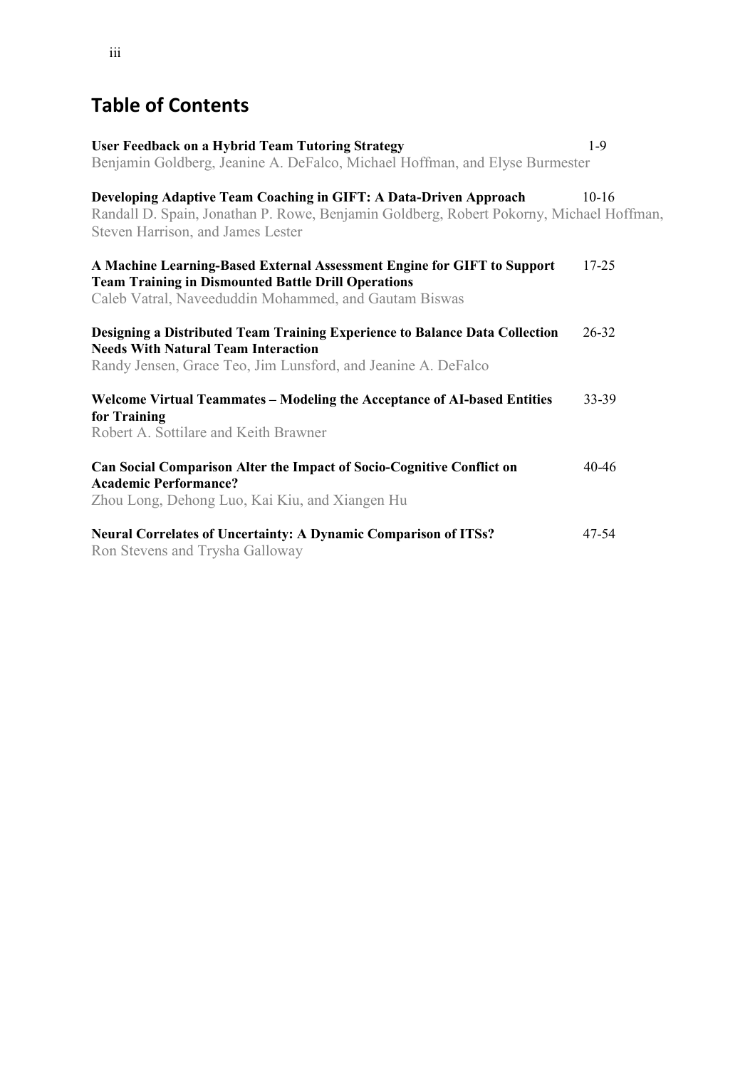# Table of Contents

**User Feedback on a Hybrid Team Tutoring Strategy** 1-9
Benjamin Goldberg, Jeanine A. DeFalco, Michael Hoffman, and Elyse Burmester

**Developing Adaptive Team Coaching in GIFT: A Data-Driven Approach** 10-16
Randall D. Spain, Jonathan P. Rowe, Benjamin Goldberg, Robert Pokorny, Michael Hoffman, Steven Harrison, and James Lester

**A Machine Learning-Based External Assessment Engine for GIFT to Support Team Training in Dismounted Battle Drill Operations** 17-25
Caleb Vatral, Naveeduddin Mohammed, and Gautam Biswas

**Designing a Distributed Team Training Experience to Balance Data Collection Needs With Natural Team Interaction** 26-32
Randy Jensen, Grace Teo, Jim Lunsford, and Jeanine A. DeFalco

**Welcome Virtual Teammates – Modeling the Acceptance of AI-based Entities for Training** 33-39
Robert A. Sottilare and Keith Brawner

**Can Social Comparison Alter the Impact of Socio-Cognitive Conflict on Academic Performance?** 40-46
Zhou Long, Dehong Luo, Kai Kiu, and Xiangen Hu

**Neural Correlates of Uncertainty: A Dynamic Comparison of ITSs?** 47-54
Ron Stevens and Trysha Galloway